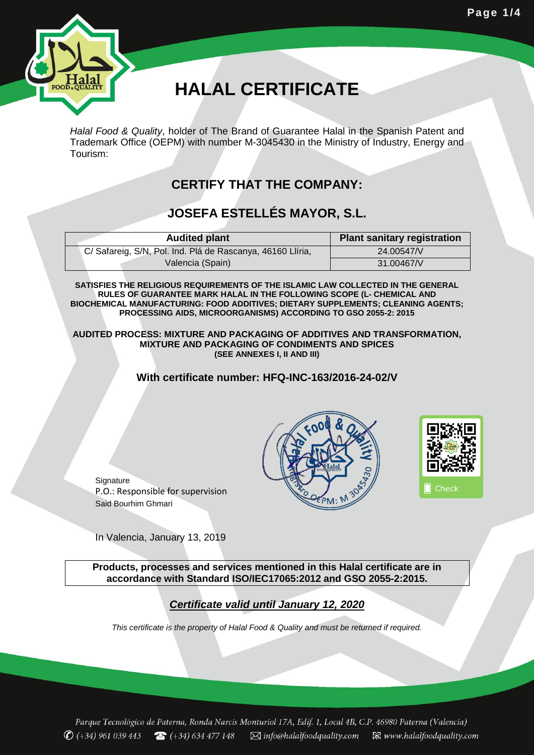# HALAL CERTIFICATE

*Halal Food & Quality*, holder of The Brand of Guarantee Halal in the Spanish Patent and Trademark Office (OEPM) with number M-3045430 in the Ministry of Industry, Energy and Tourism:

## CERTIFY THAT THE COMPANY:

## JOSEFA ESTELLÉS MAYOR, S.L.

| Audited plant | Plant sanitary registration |
|---|---|
| C/ Safareig, S/N, Pol. Ind. Plá de Rascanya, 46160 Llíria, Valencia (Spain) | 24.00547/V |
| | 31.00467/V |

**SATISFIES THE RELIGIOUS REQUIREMENTS OF THE ISLAMIC LAW COLLECTED IN THE GENERAL RULES OF GUARANTEE MARK HALAL IN THE FOLLOWING SCOPE (L- CHEMICAL AND BIOCHEMICAL MANUFACTURING: FOOD ADDITIVES; DIETARY SUPPLEMENTS; CLEANING AGENTS; PROCESSING AIDS, MICROORGANISMS) ACCORDING TO GSO 2055-2: 2015**

**AUDITED PROCESS: MIXTURE AND PACKAGING OF ADDITIVES AND TRANSFORMATION, MIXTURE AND PACKAGING OF CONDIMENTS AND SPICES**
**(SEE ANNEXES I, II AND III)**

**With certificate number: HFQ-INC-163/2016-24-02/V**

Signature
P.O.: Responsible for supervision
Said Bourhim Ghmari

Check

In Valencia, January 13, 2019

**Products, processes and services mentioned in this Halal certificate are in accordance with Standard ISO/IEC17065:2012 and GSO 2055-2:2015.**

***Certificate valid until January 12, 2020***

*This certificate is the property of Halal Food & Quality and must be returned if required.*

Parque Tecnológico de Paterna, Ronda Narcís Monturiol 17A, Edif. 1, Local 4B, C.P. 46980 Paterna (Valencia)
(+34) 961 039 443 (+34) 634 477 148 info@halalfoodquality.com www.halalfoodquality.com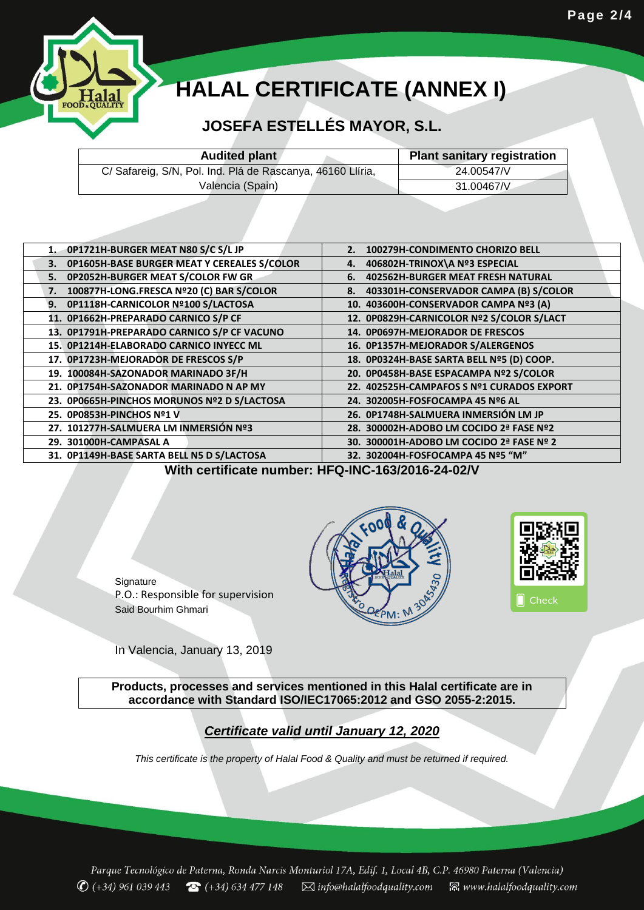# HALAL CERTIFICATE (ANNEX I)

## JOSEFA ESTELLÉS MAYOR, S.L.

| Audited plant | Plant sanitary registration |
|---|---|
| C/ Safareig, S/N, Pol. Ind. Plá de Rascanya, 46160 Llíria, Valencia (Spain) | 24.00547/V |
| | 31.00467/V |

| | |
|---|---|
| **1. 0P1721H-BURGER MEAT N80 S/C S/L JP** | **2. 100279H-CONDIMENTO CHORIZO BELL** |
| **3. 0P1605H-BASE BURGER MEAT Y CEREALES S/COLOR** | **4. 406802H-TRINOX\A Nº3 ESPECIAL** |
| **5. 0P2052H-BURGER MEAT S/COLOR FW GR** | **6. 402562H-BURGER MEAT FRESH NATURAL** |
| **7. 100877H-LONG.FRESCA Nº20 (C) BAR S/COLOR** | **8. 403301H-CONSERVADOR CAMPA (B) S/COLOR** |
| **9. 0P1118H-CARNICOLOR Nº100 S/LACTOSA** | **10. 403600H-CONSERVADOR CAMPA Nº3 (A)** |
| **11. 0P1662H-PREPARADO CARNICO S/P CF** | **12. 0P0829H-CARNICOLOR Nº2 S/COLOR S/LACT** |
| **13. 0P1791H-PREPARADO CARNICO S/P CF VACUNO** | **14. 0P0697H-MEJORADOR DE FRESCOS** |
| **15. 0P1214H-ELABORADO CARNICO INYECC ML** | **16. 0P1357H-MEJORADOR S/ALERGENOS** |
| **17. 0P1723H-MEJORADOR DE FRESCOS S/P** | **18. 0P0324H-BASE SARTA BELL Nº5 (D) COOP.** |
| **19. 100084H-SAZONADOR MARINADO 3F/H** | **20. 0P0458H-BASE ESPACAMPA Nº2 S/COLOR** |
| **21. 0P1754H-SAZONADOR MARINADO N AP MY** | **22. 402525H-CAMPAFOS S Nº1 CURADOS EXPORT** |
| **23. 0P0665H-PINCHOS MORUNOS Nº2 D S/LACTOSA** | **24. 302005H-FOSFOCAMPA 45 Nº6 AL** |
| **25. 0P0853H-PINCHOS Nº1 V** | **26. 0P1748H-SALMUERA INMERSIÓN LM JP** |
| **27. 101277H-SALMUERA LM INMERSIÓN Nº3** | **28. 300002H-ADOBO LM COCIDO 2ª FASE Nº2** |
| **29. 301000H-CAMPASAL A** | **30. 300001H-ADOBO LM COCIDO 2ª FASE Nº 2** |
| **31. 0P1149H-BASE SARTA BELL N5 D S/LACTOSA** | **32. 302004H-FOSFOCAMPA 45 Nº5 "M"** |

**With certificate number: HFQ-INC-163/2016-24-02/V**

Signature
P.O.: Responsible for supervision
Said Bourhim Ghmari

Halal Food & Quality — Registro OEPM: M 3045430

Check

In Valencia, January 13, 2019

**Products, processes and services mentioned in this Halal certificate are in accordance with Standard ISO/IEC17065:2012 and GSO 2055-2:2015.**

***Certificate valid until January 12, 2020***

*This certificate is the property of Halal Food & Quality and must be returned if required.*

Parque Tecnológico de Paterna, Ronda Narcís Monturiol 17A, Edif. 1, Local 4B, C.P. 46980 Paterna (Valencia)
(+34) 961 039 443 (+34) 634 477 148 info@halalfoodquality.com www.halalfoodquality.com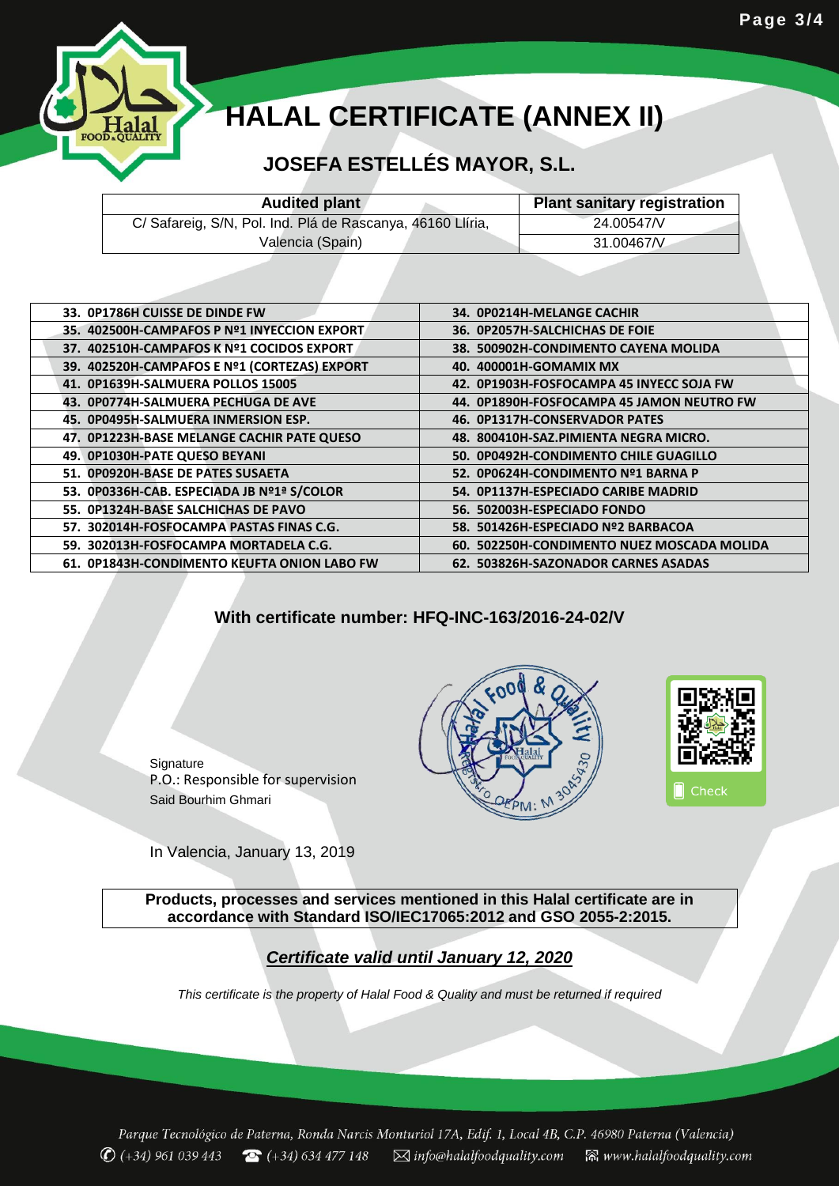# HALAL CERTIFICATE (ANNEX II)

## JOSEFA ESTELLÉS MAYOR, S.L.

| Audited plant | Plant sanitary registration |
|---|---|
| C/ Safareig, S/N, Pol. Ind. Plá de Rascanya, 46160 Llíria, Valencia (Spain) | 24.00547/V |
| | 31.00467/V |

| | |
|---|---|
| 33. 0P1786H CUISSE DE DINDE FW | 34. 0P0214H-MELANGE CACHIR |
| 35. 402500H-CAMPAFOS P Nº1 INYECCION EXPORT | 36. 0P2057H-SALCHICHAS DE FOIE |
| 37. 402510H-CAMPAFOS K Nº1 COCIDOS EXPORT | 38. 500902H-CONDIMENTO CAYENA MOLIDA |
| 39. 402520H-CAMPAFOS E Nº1 (CORTEZAS) EXPORT | 40. 400001H-GOMAMIX MX |
| 41. 0P1639H-SALMUERA POLLOS 15005 | 42. 0P1903H-FOSFOCAMPA 45 INYECC SOJA FW |
| 43. 0P0774H-SALMUERA PECHUGA DE AVE | 44. 0P1890H-FOSFOCAMPA 45 JAMON NEUTRO FW |
| 45. 0P0495H-SALMUERA INMERSION ESP. | 46. 0P1317H-CONSERVADOR PATES |
| 47. 0P1223H-BASE MELANGE CACHIR PATE QUESO | 48. 800410H-SAZ.PIMIENTA NEGRA MICRO. |
| 49. 0P1030H-PATE QUESO BEYANI | 50. 0P0492H-CONDIMENTO CHILE GUAGILLO |
| 51. 0P0920H-BASE DE PATES SUSAETA | 52. 0P0624H-CONDIMENTO Nº1 BARNA P |
| 53. 0P0336H-CAB. ESPECIADA JB Nº1ª S/COLOR | 54. 0P1137H-ESPECIADO CARIBE MADRID |
| 55. 0P1324H-BASE SALCHICHAS DE PAVO | 56. 502003H-ESPECIADO FONDO |
| 57. 302014H-FOSFOCAMPA PASTAS FINAS C.G. | 58. 501426H-ESPECIADO Nº2 BARBACOA |
| 59. 302013H-FOSFOCAMPA MORTADELA C.G. | 60. 502250H-CONDIMENTO NUEZ MOSCADA MOLIDA |
| 61. 0P1843H-CONDIMENTO KEUFTA ONION LABO FW | 62. 503826H-SAZONADOR CARNES ASADAS |

**With certificate number: HFQ-INC-163/2016-24-02/V**

Signature
P.O.: Responsible for supervision
Said Bourhim Ghmari

Halal Food & Quality — Registro OEPM: M 3045430

Check

In Valencia, January 13, 2019

**Products, processes and services mentioned in this Halal certificate are in accordance with Standard ISO/IEC17065:2012 and GSO 2055-2:2015.**

***Certificate valid until January 12, 2020***

*This certificate is the property of Halal Food & Quality and must be returned if required*

Parque Tecnológico de Paterna, Ronda Narcis Monturiol 17A, Edif. 1, Local 4B, C.P. 46980 Paterna (Valencia)
(+34) 961 039 443 (+34) 634 477 148 info@halalfoodquality.com www.halalfoodquality.com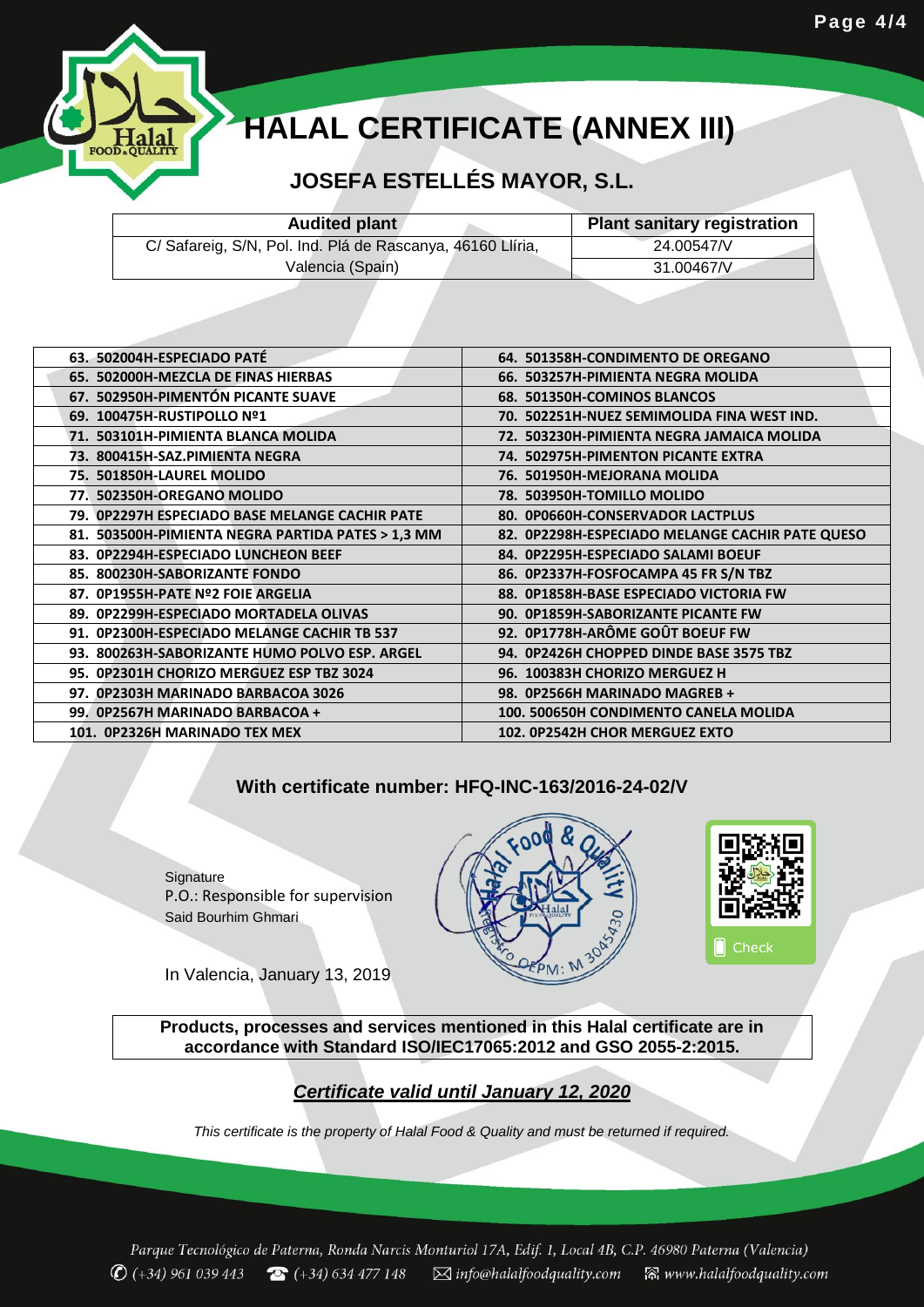# HALAL CERTIFICATE (ANNEX III)

## JOSEFA ESTELLÉS MAYOR, S.L.

| Audited plant | Plant sanitary registration |
|---|---|
| C/ Safareig, S/N, Pol. Ind. Plá de Rascanya, 46160 Llíria, Valencia (Spain) | 24.00547/V<br>31.00467/V |

| | |
|---|---|
| **63. 502004H-ESPECIADO PATÉ** | **64. 501358H-CONDIMENTO DE OREGANO** |
| **65. 502000H-MEZCLA DE FINAS HIERBAS** | **66. 503257H-PIMIENTA NEGRA MOLIDA** |
| **67. 502950H-PIMENTÓN PICANTE SUAVE** | **68. 501350H-COMINOS BLANCOS** |
| **69. 100475H-RUSTIPOLLO Nº1** | **70. 502251H-NUEZ SEMIMOLIDA FINA WEST IND.** |
| **71. 503101H-PIMIENTA BLANCA MOLIDA** | **72. 503230H-PIMIENTA NEGRA JAMAICA MOLIDA** |
| **73. 800415H-SAZ.PIMIENTA NEGRA** | **74. 502975H-PIMENTON PICANTE EXTRA** |
| **75. 501850H-LAUREL MOLIDO** | **76. 501950H-MEJORANA MOLIDA** |
| **77. 502350H-OREGANO MOLIDO** | **78. 503950H-TOMILLO MOLIDO** |
| **79. 0P2297H ESPECIADO BASE MELANGE CACHIR PATE** | **80. 0P0660H-CONSERVADOR LACTPLUS** |
| **81. 503500H-PIMIENTA NEGRA PARTIDA PATES > 1,3 MM** | **82. 0P2298H-ESPECIADO MELANGE CACHIR PATE QUESO** |
| **83. 0P2294H-ESPECIADO LUNCHEON BEEF** | **84. 0P2295H-ESPECIADO SALAMI BOEUF** |
| **85. 800230H-SABORIZANTE FONDO** | **86. 0P2337H-FOSFOCAMPA 45 FR S/N TBZ** |
| **87. 0P1955H-PATE Nº2 FOIE ARGELIA** | **88. 0P1858H-BASE ESPECIADO VICTORIA FW** |
| **89. 0P2299H-ESPECIADO MORTADELA OLIVAS** | **90. 0P1859H-SABORIZANTE PICANTE FW** |
| **91. 0P2300H-ESPECIADO MELANGE CACHIR TB 537** | **92. 0P1778H-ARÔME GOÛT BOEUF FW** |
| **93. 800263H-SABORIZANTE HUMO POLVO ESP. ARGEL** | **94. 0P2426H CHOPPED DINDE BASE 3575 TBZ** |
| **95. 0P2301H CHORIZO MERGUEZ ESP TBZ 3024** | **96. 100383H CHORIZO MERGUEZ H** |
| **97. 0P2303H MARINADO BARBACOA 3026** | **98. 0P2566H MARINADO MAGREB +** |
| **99. 0P2567H MARINADO BARBACOA +** | **100. 500650H CONDIMENTO CANELA MOLIDA** |
| **101. 0P2326H MARINADO TEX MEX** | **102. 0P2542H CHOR MERGUEZ EXTO** |

**With certificate number: HFQ-INC-163/2016-24-02/V**

Signature
P.O.: Responsible for supervision
Said Bourhim Ghmari

In Valencia, January 13, 2019

Halal Food & Quality — Registro OEPM: M 3045430

Check

**Products, processes and services mentioned in this Halal certificate are in accordance with Standard ISO/IEC17065:2012 and GSO 2055-2:2015.**

***Certificate valid until January 12, 2020***

*This certificate is the property of Halal Food & Quality and must be returned if required.*

*Parque Tecnológico de Paterna, Ronda Narcis Monturiol 17A, Edif. 1, Local 4B, C.P. 46980 Paterna (Valencia)*
*(+34) 961 039 443 (+34) 634 477 148 info@halalfoodquality.com www.halalfoodquality.com*